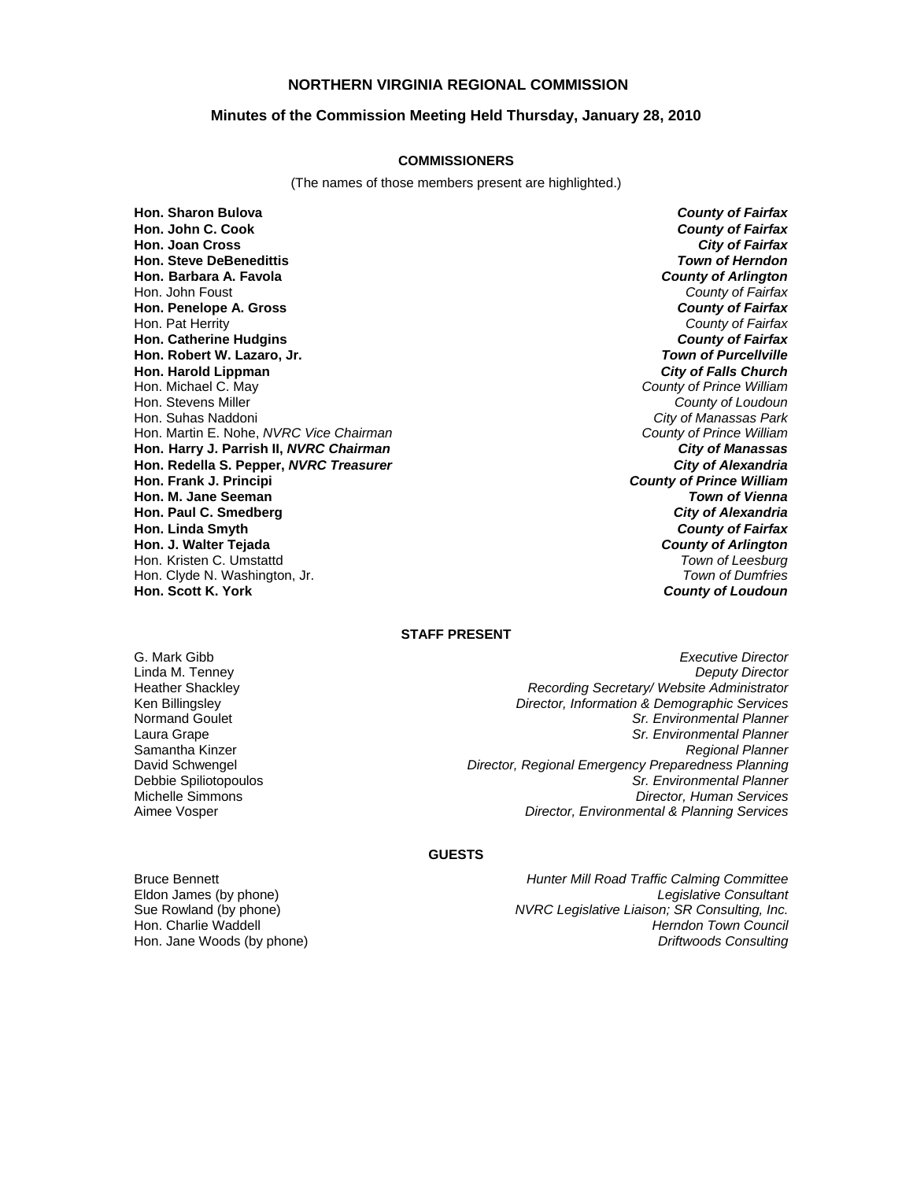# NORTHERN VIRGINIA REGIONAL COMMISSION

## Minutes of the Commission Meeting Held Thursday, January 28, 2010

### COMMISSIONERS

(The names of those members present are highlighted.)

| | |
|---|---|
| **Hon. Sharon Bulova** | ***County of Fairfax*** |
| **Hon. John C. Cook** | ***County of Fairfax*** |
| **Hon. Joan Cross** | ***City of Fairfax*** |
| **Hon. Steve DeBenedittis** | ***Town of Herndon*** |
| **Hon. Barbara A. Favola** | ***County of Arlington*** |
| Hon. John Foust | *County of Fairfax* |
| **Hon. Penelope A. Gross** | ***County of Fairfax*** |
| Hon. Pat Herrity | *County of Fairfax* |
| **Hon. Catherine Hudgins** | ***County of Fairfax*** |
| **Hon. Robert W. Lazaro, Jr.** | ***Town of Purcellville*** |
| **Hon. Harold Lippman** | ***City of Falls Church*** |
| Hon. Michael C. May | *County of Prince William* |
| Hon. Stevens Miller | *County of Loudoun* |
| Hon. Suhas Naddoni | *City of Manassas Park* |
| Hon. Martin E. Nohe, *NVRC Vice Chairman* | *County of Prince William* |
| **Hon. Harry J. Parrish II, *NVRC Chairman*** | ***City of Manassas*** |
| **Hon. Redella S. Pepper, *NVRC Treasurer*** | ***City of Alexandria*** |
| **Hon. Frank J. Principi** | ***County of Prince William*** |
| **Hon. M. Jane Seeman** | ***Town of Vienna*** |
| **Hon. Paul C. Smedberg** | ***City of Alexandria*** |
| **Hon. Linda Smyth** | ***County of Fairfax*** |
| **Hon. J. Walter Tejada** | ***County of Arlington*** |
| Hon. Kristen C. Umstattd | *Town of Leesburg* |
| Hon. Clyde N. Washington, Jr. | *Town of Dumfries* |
| **Hon. Scott K. York** | ***County of Loudoun*** |

### STAFF PRESENT

| | |
|---|---|
| G. Mark Gibb | *Executive Director* |
| Linda M. Tenney | *Deputy Director* |
| Heather Shackley | *Recording Secretary/ Website Administrator* |
| Ken Billingsley | *Director, Information & Demographic Services* |
| Normand Goulet | *Sr. Environmental Planner* |
| Laura Grape | *Sr. Environmental Planner* |
| Samantha Kinzer | *Regional Planner* |
| David Schwengel | *Director, Regional Emergency Preparedness Planning* |
| Debbie Spiliotopoulos | *Sr. Environmental Planner* |
| Michelle Simmons | *Director, Human Services* |
| Aimee Vosper | *Director, Environmental & Planning Services* |

### GUESTS

| | |
|---|---|
| Bruce Bennett | *Hunter Mill Road Traffic Calming Committee* |
| Eldon James (by phone) | *Legislative Consultant* |
| Sue Rowland (by phone) | *NVRC Legislative Liaison; SR Consulting, Inc.* |
| Hon. Charlie Waddell | *Herndon Town Council* |
| Hon. Jane Woods (by phone) | *Driftwoods Consulting* |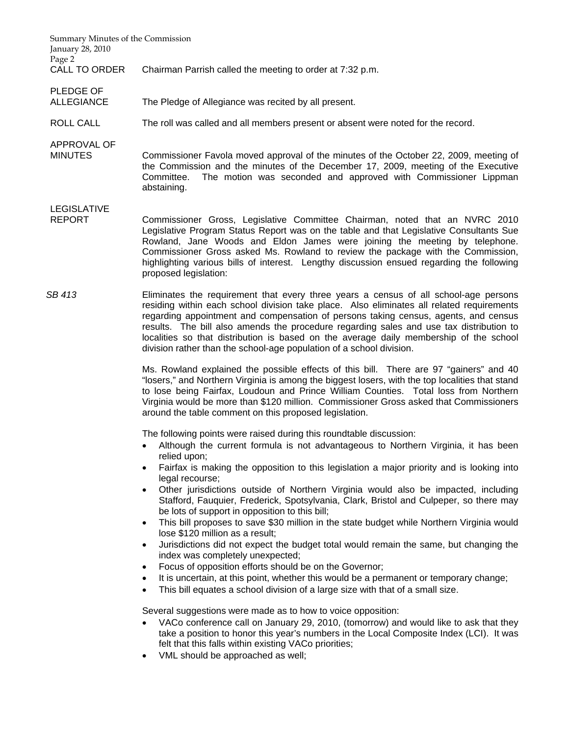**CALL TO ORDER** Chairman Parrish called the meeting to order at 7:32 p.m.

**PLEDGE OF ALLEGIANCE** The Pledge of Allegiance was recited by all present.

**ROLL CALL** The roll was called and all members present or absent were noted for the record.

**APPROVAL OF MINUTES** Commissioner Favola moved approval of the minutes of the October 22, 2009, meeting of the Commission and the minutes of the December 17, 2009, meeting of the Executive Committee. The motion was seconded and approved with Commissioner Lippman abstaining.

**LEGISLATIVE REPORT** Commissioner Gross, Legislative Committee Chairman, noted that an NVRC 2010 Legislative Program Status Report was on the table and that Legislative Consultants Sue Rowland, Jane Woods and Eldon James were joining the meeting by telephone. Commissioner Gross asked Ms. Rowland to review the package with the Commission, highlighting various bills of interest. Lengthy discussion ensued regarding the following proposed legislation:

*SB 413* Eliminates the requirement that every three years a census of all school-age persons residing within each school division take place. Also eliminates all related requirements regarding appointment and compensation of persons taking census, agents, and census results. The bill also amends the procedure regarding sales and use tax distribution to localities so that distribution is based on the average daily membership of the school division rather than the school-age population of a school division.

Ms. Rowland explained the possible effects of this bill. There are 97 "gainers" and 40 "losers," and Northern Virginia is among the biggest losers, with the top localities that stand to lose being Fairfax, Loudoun and Prince William Counties. Total loss from Northern Virginia would be more than $120 million. Commissioner Gross asked that Commissioners around the table comment on this proposed legislation.

The following points were raised during this roundtable discussion:

- Although the current formula is not advantageous to Northern Virginia, it has been relied upon;
- Fairfax is making the opposition to this legislation a major priority and is looking into legal recourse;
- Other jurisdictions outside of Northern Virginia would also be impacted, including Stafford, Fauquier, Frederick, Spotsylvania, Clark, Bristol and Culpeper, so there may be lots of support in opposition to this bill;
- This bill proposes to save $30 million in the state budget while Northern Virginia would lose $120 million as a result;
- Jurisdictions did not expect the budget total would remain the same, but changing the index was completely unexpected;
- Focus of opposition efforts should be on the Governor;
- It is uncertain, at this point, whether this would be a permanent or temporary change;
- This bill equates a school division of a large size with that of a small size.

Several suggestions were made as to how to voice opposition:

- VACo conference call on January 29, 2010, (tomorrow) and would like to ask that they take a position to honor this year's numbers in the Local Composite Index (LCI). It was felt that this falls within existing VACo priorities;
- VML should be approached as well;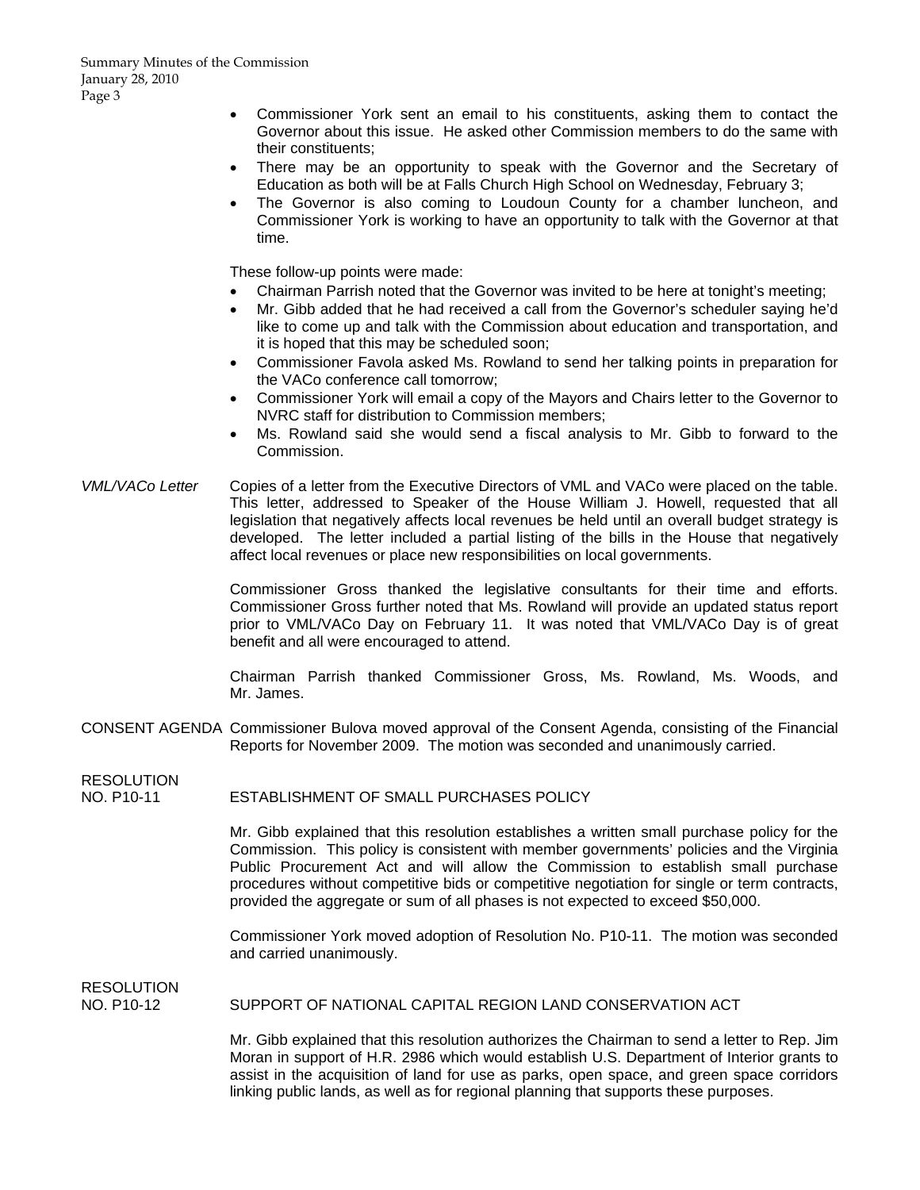- Commissioner York sent an email to his constituents, asking them to contact the Governor about this issue. He asked other Commission members to do the same with their constituents;
- There may be an opportunity to speak with the Governor and the Secretary of Education as both will be at Falls Church High School on Wednesday, February 3;
- The Governor is also coming to Loudoun County for a chamber luncheon, and Commissioner York is working to have an opportunity to talk with the Governor at that time.

These follow-up points were made:

- Chairman Parrish noted that the Governor was invited to be here at tonight's meeting;
- Mr. Gibb added that he had received a call from the Governor's scheduler saying he'd like to come up and talk with the Commission about education and transportation, and it is hoped that this may be scheduled soon;
- Commissioner Favola asked Ms. Rowland to send her talking points in preparation for the VACo conference call tomorrow;
- Commissioner York will email a copy of the Mayors and Chairs letter to the Governor to NVRC staff for distribution to Commission members;
- Ms. Rowland said she would send a fiscal analysis to Mr. Gibb to forward to the Commission.

*VML/VACo Letter*

Copies of a letter from the Executive Directors of VML and VACo were placed on the table. This letter, addressed to Speaker of the House William J. Howell, requested that all legislation that negatively affects local revenues be held until an overall budget strategy is developed. The letter included a partial listing of the bills in the House that negatively affect local revenues or place new responsibilities on local governments.

Commissioner Gross thanked the legislative consultants for their time and efforts. Commissioner Gross further noted that Ms. Rowland will provide an updated status report prior to VML/VACo Day on February 11. It was noted that VML/VACo Day is of great benefit and all were encouraged to attend.

Chairman Parrish thanked Commissioner Gross, Ms. Rowland, Ms. Woods, and Mr. James.

CONSENT AGENDA

Commissioner Bulova moved approval of the Consent Agenda, consisting of the Financial Reports for November 2009. The motion was seconded and unanimously carried.

RESOLUTION NO. P10-11

ESTABLISHMENT OF SMALL PURCHASES POLICY

Mr. Gibb explained that this resolution establishes a written small purchase policy for the Commission. This policy is consistent with member governments' policies and the Virginia Public Procurement Act and will allow the Commission to establish small purchase procedures without competitive bids or competitive negotiation for single or term contracts, provided the aggregate or sum of all phases is not expected to exceed $50,000.

Commissioner York moved adoption of Resolution No. P10-11. The motion was seconded and carried unanimously.

RESOLUTION NO. P10-12

SUPPORT OF NATIONAL CAPITAL REGION LAND CONSERVATION ACT

Mr. Gibb explained that this resolution authorizes the Chairman to send a letter to Rep. Jim Moran in support of H.R. 2986 which would establish U.S. Department of Interior grants to assist in the acquisition of land for use as parks, open space, and green space corridors linking public lands, as well as for regional planning that supports these purposes.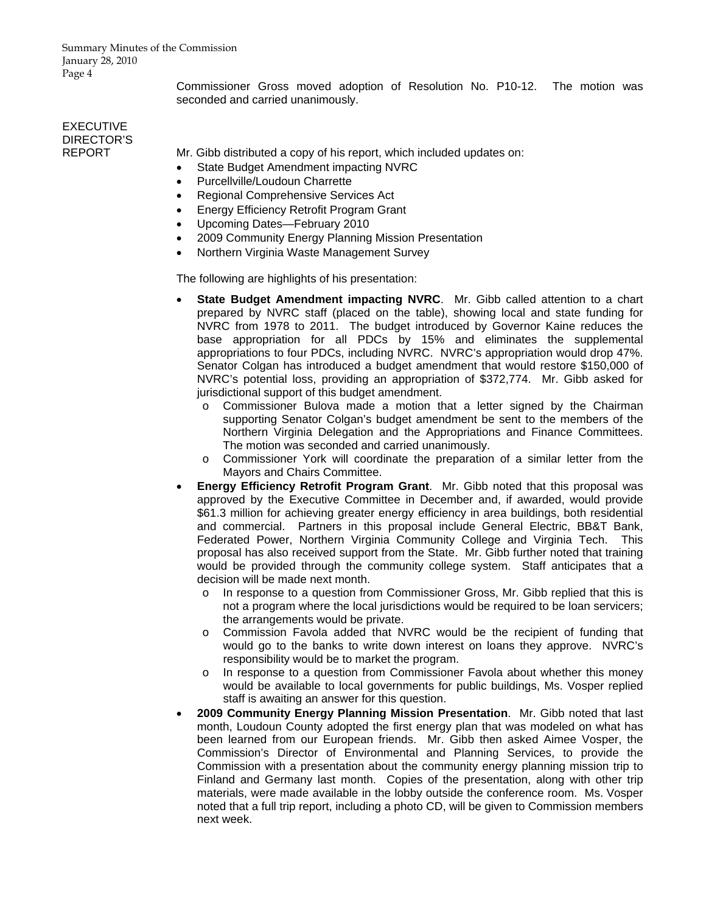Commissioner Gross moved adoption of Resolution No. P10-12. The motion was seconded and carried unanimously.

**EXECUTIVE DIRECTOR'S REPORT**

Mr. Gibb distributed a copy of his report, which included updates on:

- State Budget Amendment impacting NVRC
- Purcellville/Loudoun Charrette
- Regional Comprehensive Services Act
- Energy Efficiency Retrofit Program Grant
- Upcoming Dates—February 2010
- 2009 Community Energy Planning Mission Presentation
- Northern Virginia Waste Management Survey

The following are highlights of his presentation:

- **State Budget Amendment impacting NVRC**. Mr. Gibb called attention to a chart prepared by NVRC staff (placed on the table), showing local and state funding for NVRC from 1978 to 2011. The budget introduced by Governor Kaine reduces the base appropriation for all PDCs by 15% and eliminates the supplemental appropriations to four PDCs, including NVRC. NVRC's appropriation would drop 47%. Senator Colgan has introduced a budget amendment that would restore \$150,000 of NVRC's potential loss, providing an appropriation of \$372,774. Mr. Gibb asked for jurisdictional support of this budget amendment.
  - Commissioner Bulova made a motion that a letter signed by the Chairman supporting Senator Colgan's budget amendment be sent to the members of the Northern Virginia Delegation and the Appropriations and Finance Committees. The motion was seconded and carried unanimously.
  - Commissioner York will coordinate the preparation of a similar letter from the Mayors and Chairs Committee.
- **Energy Efficiency Retrofit Program Grant**. Mr. Gibb noted that this proposal was approved by the Executive Committee in December and, if awarded, would provide \$61.3 million for achieving greater energy efficiency in area buildings, both residential and commercial. Partners in this proposal include General Electric, BB&T Bank, Federated Power, Northern Virginia Community College and Virginia Tech. This proposal has also received support from the State. Mr. Gibb further noted that training would be provided through the community college system. Staff anticipates that a decision will be made next month.
  - In response to a question from Commissioner Gross, Mr. Gibb replied that this is not a program where the local jurisdictions would be required to be loan servicers; the arrangements would be private.
  - Commission Favola added that NVRC would be the recipient of funding that would go to the banks to write down interest on loans they approve. NVRC's responsibility would be to market the program.
  - In response to a question from Commissioner Favola about whether this money would be available to local governments for public buildings, Ms. Vosper replied staff is awaiting an answer for this question.
- **2009 Community Energy Planning Mission Presentation**. Mr. Gibb noted that last month, Loudoun County adopted the first energy plan that was modeled on what has been learned from our European friends. Mr. Gibb then asked Aimee Vosper, the Commission's Director of Environmental and Planning Services, to provide the Commission with a presentation about the community energy planning mission trip to Finland and Germany last month. Copies of the presentation, along with other trip materials, were made available in the lobby outside the conference room. Ms. Vosper noted that a full trip report, including a photo CD, will be given to Commission members next week.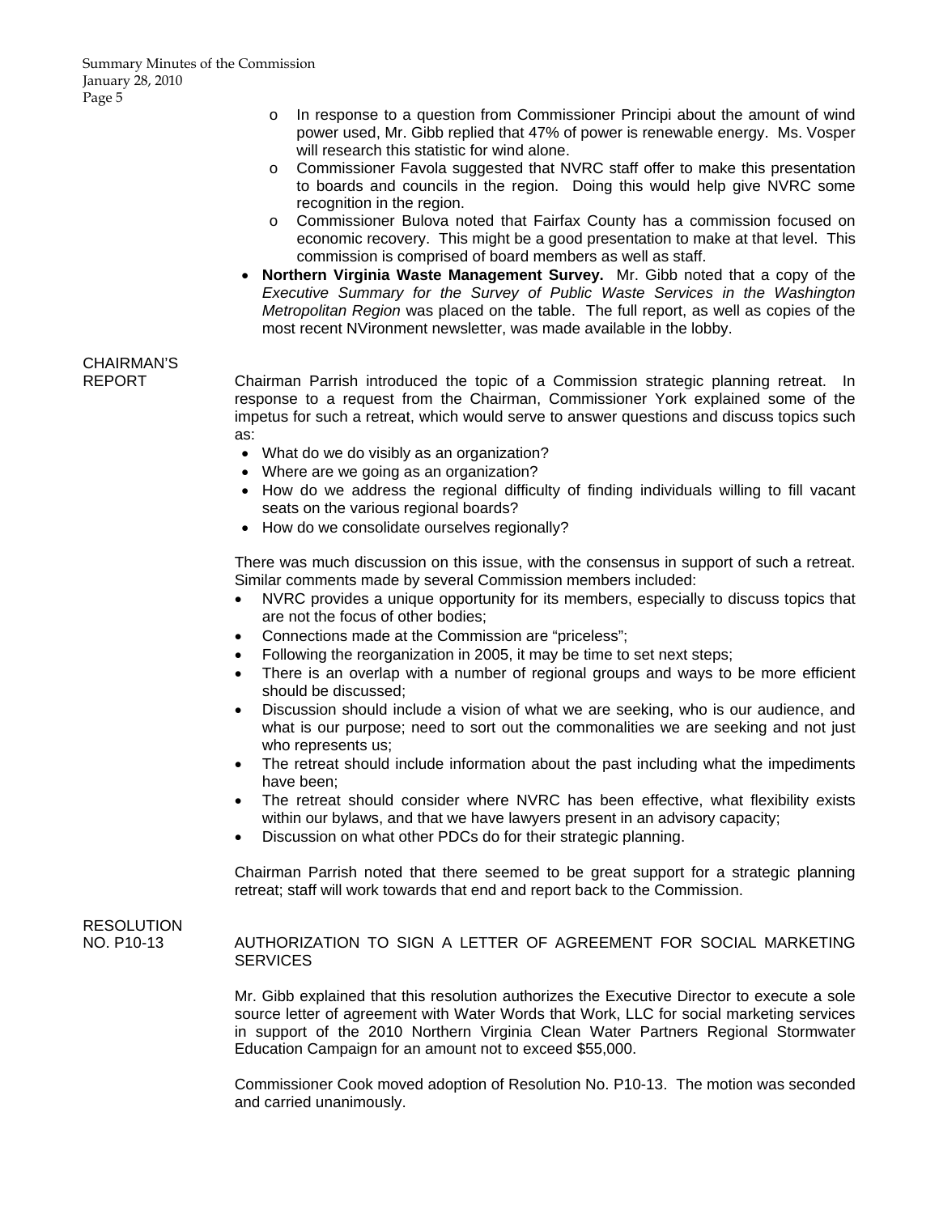- In response to a question from Commissioner Principi about the amount of wind power used, Mr. Gibb replied that 47% of power is renewable energy. Ms. Vosper will research this statistic for wind alone.
- Commissioner Favola suggested that NVRC staff offer to make this presentation to boards and councils in the region. Doing this would help give NVRC some recognition in the region.
- Commissioner Bulova noted that Fairfax County has a commission focused on economic recovery. This might be a good presentation to make at that level. This commission is comprised of board members as well as staff.

- **Northern Virginia Waste Management Survey.** Mr. Gibb noted that a copy of the *Executive Summary for the Survey of Public Waste Services in the Washington Metropolitan Region* was placed on the table. The full report, as well as copies of the most recent NVironment newsletter, was made available in the lobby.

**CHAIRMAN'S REPORT**

Chairman Parrish introduced the topic of a Commission strategic planning retreat. In response to a request from the Chairman, Commissioner York explained some of the impetus for such a retreat, which would serve to answer questions and discuss topics such as:

- What do we do visibly as an organization?
- Where are we going as an organization?
- How do we address the regional difficulty of finding individuals willing to fill vacant seats on the various regional boards?
- How do we consolidate ourselves regionally?

There was much discussion on this issue, with the consensus in support of such a retreat. Similar comments made by several Commission members included:

- NVRC provides a unique opportunity for its members, especially to discuss topics that are not the focus of other bodies;
- Connections made at the Commission are "priceless";
- Following the reorganization in 2005, it may be time to set next steps;
- There is an overlap with a number of regional groups and ways to be more efficient should be discussed;
- Discussion should include a vision of what we are seeking, who is our audience, and what is our purpose; need to sort out the commonalities we are seeking and not just who represents us;
- The retreat should include information about the past including what the impediments have been;
- The retreat should consider where NVRC has been effective, what flexibility exists within our bylaws, and that we have lawyers present in an advisory capacity;
- Discussion on what other PDCs do for their strategic planning.

Chairman Parrish noted that there seemed to be great support for a strategic planning retreat; staff will work towards that end and report back to the Commission.

**RESOLUTION NO. P10-13**

AUTHORIZATION TO SIGN A LETTER OF AGREEMENT FOR SOCIAL MARKETING SERVICES

Mr. Gibb explained that this resolution authorizes the Executive Director to execute a sole source letter of agreement with Water Words that Work, LLC for social marketing services in support of the 2010 Northern Virginia Clean Water Partners Regional Stormwater Education Campaign for an amount not to exceed $55,000.

Commissioner Cook moved adoption of Resolution No. P10-13. The motion was seconded and carried unanimously.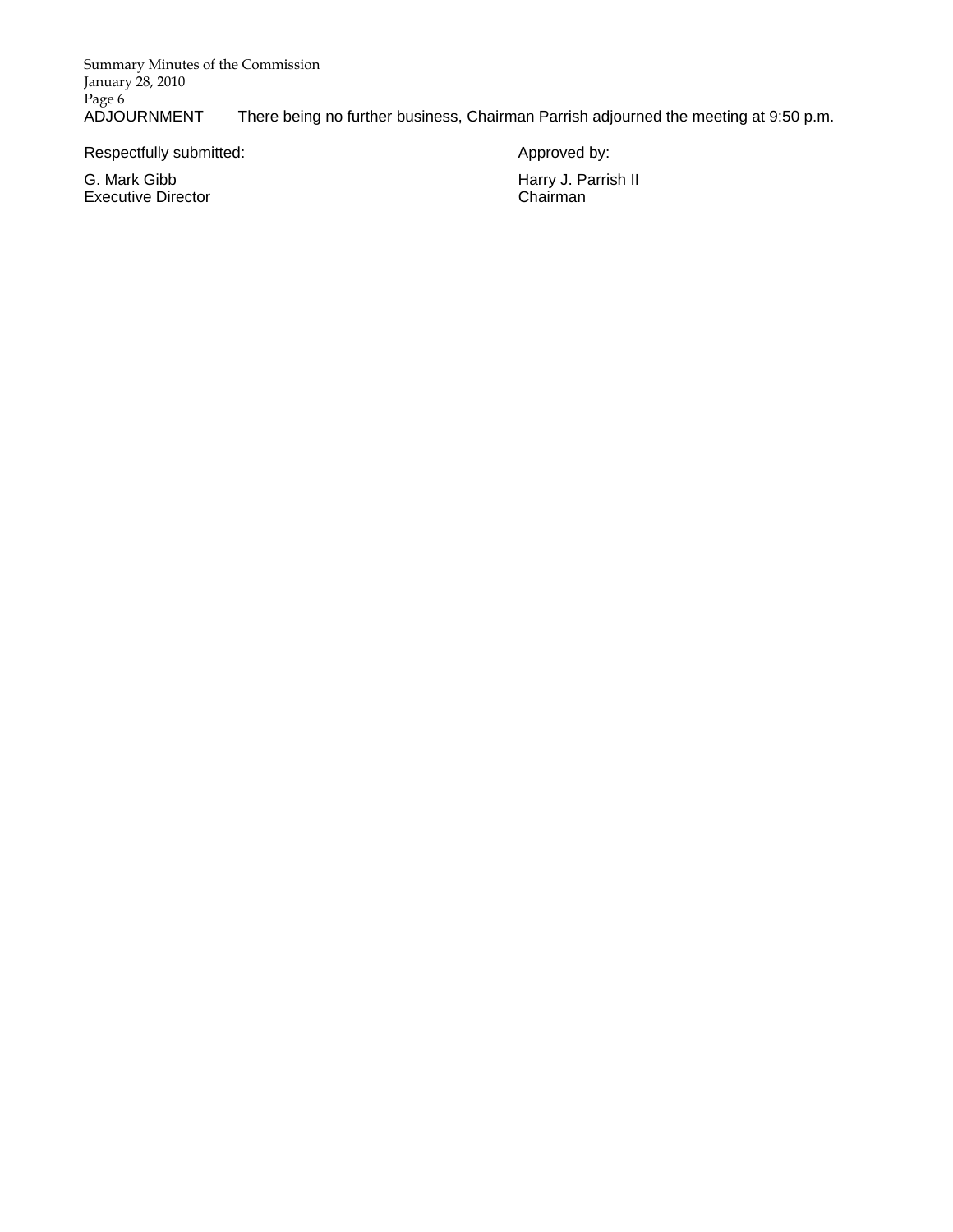**ADJOURNMENT** There being no further business, Chairman Parrish adjourned the meeting at 9:50 p.m.

Respectfully submitted:

G. Mark Gibb
Executive Director

Approved by:

Harry J. Parrish II
Chairman